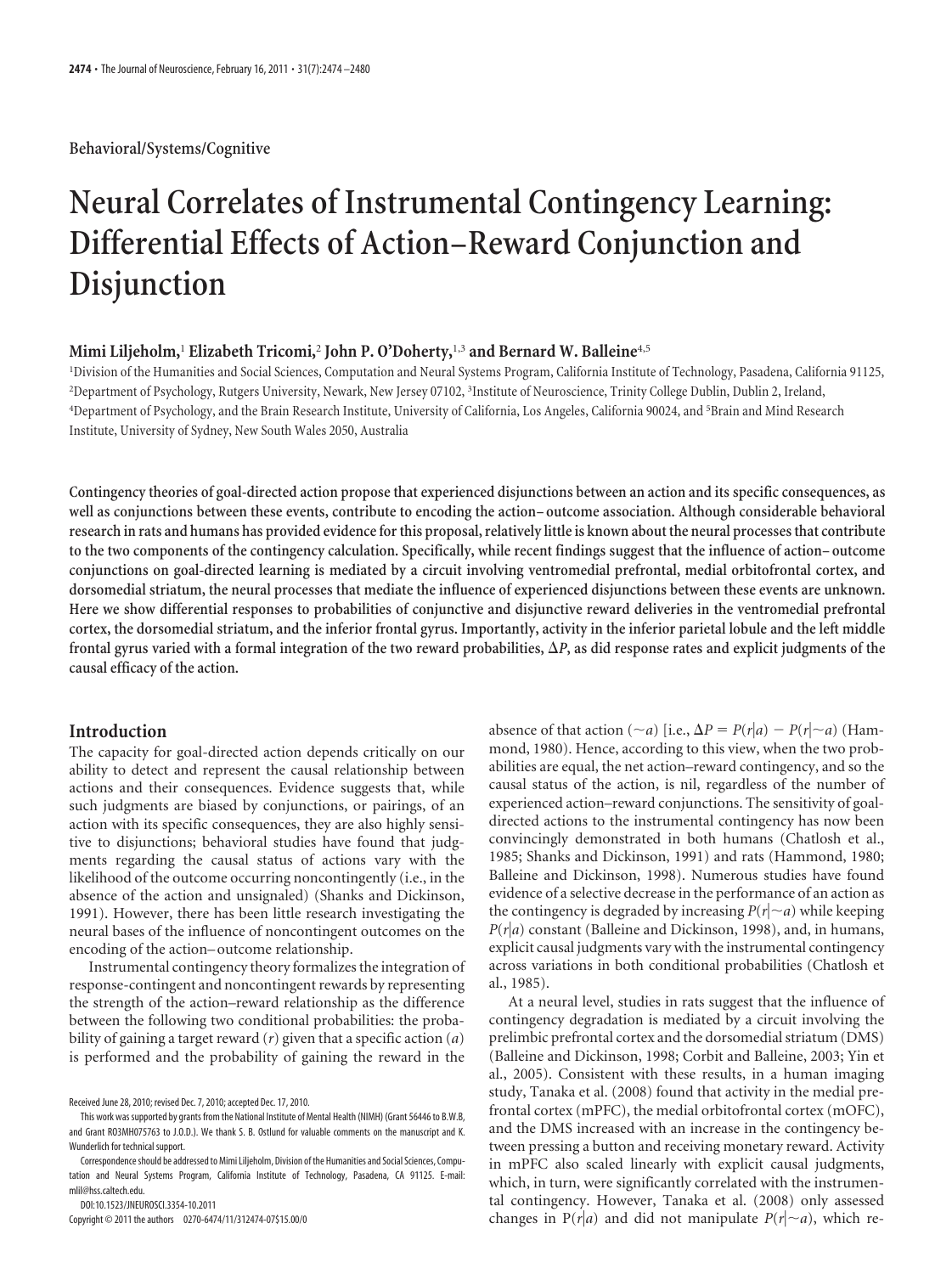Behavioral/Systems/Cognitive

# Neural Correlates of Instrumental Contingency Learning: Differential Effects of Action–Reward Conjunction and Disjunction

**Mimi Liljeholm,[1] Elizabeth Tricomi,[2] John P. O'Doherty,[1,3] and Bernard W. Balleine[4,5]**

[1]Division of the Humanities and Social Sciences, Computation and Neural Systems Program, California Institute of Technology, Pasadena, California 91125, [2]Department of Psychology, Rutgers University, Newark, New Jersey 07102, [3]Institute of Neuroscience, Trinity College Dublin, Dublin 2, Ireland, [4]Department of Psychology, and the Brain Research Institute, University of California, Los Angeles, California 90024, and [5]Brain and Mind Research Institute, University of Sydney, New South Wales 2050, Australia

**Contingency theories of goal-directed action propose that experienced disjunctions between an action and its specific consequences, as well as conjunctions between these events, contribute to encoding the action–outcome association. Although considerable behavioral research in rats and humans has provided evidence for this proposal, relatively little is known about the neural processes that contribute to the two components of the contingency calculation. Specifically, while recent findings suggest that the influence of action–outcome conjunctions on goal-directed learning is mediated by a circuit involving ventromedial prefrontal, medial orbitofrontal cortex, and dorsomedial striatum, the neural processes that mediate the influence of experienced disjunctions between these events are unknown. Here we show differential responses to probabilities of conjunctive and disjunctive reward deliveries in the ventromedial prefrontal cortex, the dorsomedial striatum, and the inferior frontal gyrus. Importantly, activity in the inferior parietal lobule and the left middle frontal gyrus varied with a formal integration of the two reward probabilities, $\Delta P$, as did response rates and explicit judgments of the causal efficacy of the action.**

## Introduction

The capacity for goal-directed action depends critically on our ability to detect and represent the causal relationship between actions and their consequences. Evidence suggests that, while such judgments are biased by conjunctions, or pairings, of an action with its specific consequences, they are also highly sensitive to disjunctions; behavioral studies have found that judgments regarding the causal status of actions vary with the likelihood of the outcome occurring noncontingently (i.e., in the absence of the action and unsignaled) (Shanks and Dickinson, 1991). However, there has been little research investigating the neural bases of the influence of noncontingent outcomes on the encoding of the action–outcome relationship.

Instrumental contingency theory formalizes the integration of response-contingent and noncontingent rewards by representing the strength of the action–reward relationship as the difference between the following two conditional probabilities: the probability of gaining a target reward ($r$) given that a specific action ($a$) is performed and the probability of gaining the reward in the absence of that action ($\sim a$) [i.e., $\Delta P = P(r|a) - P(r|\sim a)$ (Hammond, 1980). Hence, according to this view, when the two probabilities are equal, the net action–reward contingency, and so the causal status of the action, is nil, regardless of the number of experienced action–reward conjunctions. The sensitivity of goal-directed actions to the instrumental contingency has now been convincingly demonstrated in both humans (Chatlosh et al., 1985; Shanks and Dickinson, 1991) and rats (Hammond, 1980; Balleine and Dickinson, 1998). Numerous studies have found evidence of a selective decrease in the performance of an action as the contingency is degraded by increasing $P(r|\sim a)$ while keeping $P(r|a)$ constant (Balleine and Dickinson, 1998), and, in humans, explicit causal judgments vary with the instrumental contingency across variations in both conditional probabilities (Chatlosh et al., 1985).

At a neural level, studies in rats suggest that the influence of contingency degradation is mediated by a circuit involving the prelimbic prefrontal cortex and the dorsomedial striatum (DMS) (Balleine and Dickinson, 1998; Corbit and Balleine, 2003; Yin et al., 2005). Consistent with these results, in a human imaging study, Tanaka et al. (2008) found that activity in the medial prefrontal cortex (mPFC), the medial orbitofrontal cortex (mOFC), and the DMS increased with an increase in the contingency between pressing a button and receiving monetary reward. Activity in mPFC also scaled linearly with explicit causal judgments, which, in turn, were significantly correlated with the instrumental contingency. However, Tanaka et al. (2008) only assessed changes in $P(r|a)$ and did not manipulate $P(r|\sim a)$, which re-

Received June 28, 2010; revised Dec. 7, 2010; accepted Dec. 17, 2010.

This work was supported by grants from the National Institute of Mental Health (NIMH) (Grant 56446 to B.W.B, and Grant R03MH075763 to J.O.D.). We thank S. B. Ostlund for valuable comments on the manuscript and K. Wunderlich for technical support.

Correspondence should be addressed to Mimi Liljeholm, Division of the Humanities and Social Sciences, Computation and Neural Systems Program, California Institute of Technology, Pasadena, CA 91125. E-mail: mlil@hss.caltech.edu.

DOI:10.1523/JNEUROSCI.3354-10.2011

Copyright © 2011 the authors 0270-6474/11/312474-07$15.00/0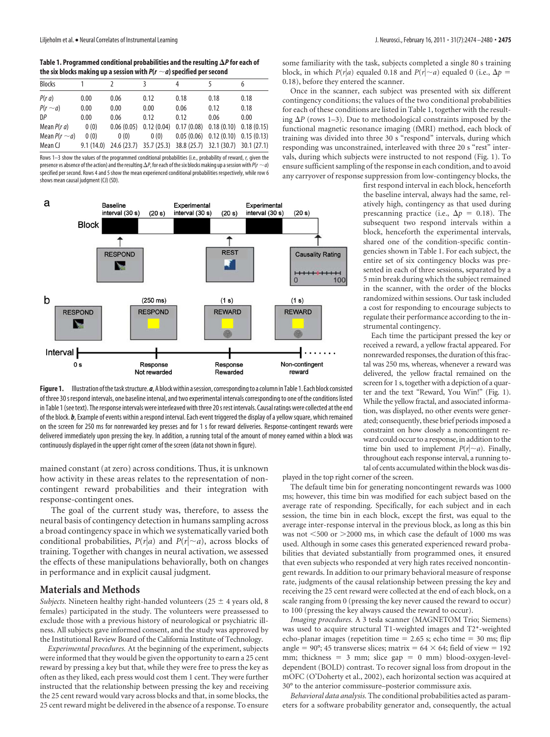**Table 1. Programmed conditional probabilities and the resulting $\Delta P$ for each of the six blocks making up a session with $P(r\ {\sim}a)$ specified per second**

| Blocks | 1 | 2 | 3 | 4 | 5 | 6 |
|---|---|---|---|---|---|---|
| $P(r\ a)$ | 0.00 | 0.06 | 0.12 | 0.18 | 0.18 | 0.18 |
| $P(r\ {\sim}a)$ | 0.00 | 0.00 | 0.00 | 0.06 | 0.12 | 0.18 |
| DP | 0.00 | 0.06 | 0.12 | 0.12 | 0.06 | 0.00 |
| Mean $P(r\ a)$ | 0 (0) | 0.06 (0.05) | 0.12 (0.04) | 0.17 (0.08) | 0.18 (0.10) | 0.18 (0.15) |
| Mean $P(r\ {\sim}a)$ | 0 (0) | 0 (0) | 0 (0) | 0.05 (0.06) | 0.12 (0.10) | 0.15 (0.13) |
| Mean CJ | 9.1 (14.0) | 24.6 (23.7) | 35.7 (25.3) | 38.8 (25.7) | 32.1 (30.7) | 30.1 (27.1) |

Rows 1–3 show the values of the programmed conditional probabilities (i.e., probability of reward, *r*, given the presence vs absence of the action) and the resulting $\Delta P$, for each of the six blocks making up a session with $P(r\ {\sim}a)$ specified per second. Rows 4 and 5 show the mean experienced conditional probabilities respectively, while row 6 shows mean causal judgment (CJ) (SD).

**Figure 1.** Illustration of the task structure. ***a***, A block within a session, corresponding to a column in Table 1. Each block consisted of three 30 s respond intervals, one baseline interval, and two experimental intervals corresponding to one of the conditions listed in Table 1 (see text). The response intervals were interleaved with three 20 s rest intervals. Causal ratings were collected at the end of the block. ***b***, Example of events within a respond interval. Each event triggered the display of a yellow square, which remained on the screen for 250 ms for nonrewarded key presses and for 1 s for reward deliveries. Response-contingent rewards were delivered immediately upon pressing the key. In addition, a running total of the amount of money earned within a block was continuously displayed in the upper right corner of the screen (data not shown in figure).

mained constant (at zero) across conditions. Thus, it is unknown how activity in these areas relates to the representation of noncontingent reward probabilities and their integration with response-contingent ones.

The goal of the current study was, therefore, to assess the neural basis of contingency detection in humans sampling across a broad contingency space in which we systematically varied both conditional probabilities, $P(r|a)$ and $P(r|{\sim}a)$, across blocks of training. Together with changes in neural activation, we assessed the effects of these manipulations behaviorally, both on changes in performance and in explicit causal judgment.

## Materials and Methods

*Subjects.* Nineteen healthy right-handed volunteers (25 ± 4 years old, 8 females) participated in the study. The volunteers were preassessed to exclude those with a previous history of neurological or psychiatric illness. All subjects gave informed consent, and the study was approved by the Institutional Review Board of the California Institute of Technology.

*Experimental procedures.* At the beginning of the experiment, subjects were informed that they would be given the opportunity to earn a 25 cent reward by pressing a key but that, while they were free to press the key as often as they liked, each press would cost them 1 cent. They were further instructed that the relationship between pressing the key and receiving the 25 cent reward would vary across blocks and that, in some blocks, the 25 cent reward might be delivered in the absence of a response. To ensure some familiarity with the task, subjects completed a single 80 s training block, in which $P(r|a)$ equaled 0.18 and $P(r|{\sim}a)$ equaled 0 (i.e., $\Delta p$ = 0.18), before they entered the scanner.

Once in the scanner, each subject was presented with six different contingency conditions; the values of the two conditional probabilities for each of these conditions are listed in Table 1, together with the resulting $\Delta P$ (rows 1–3). Due to methodological constraints imposed by the functional magnetic resonance imaging (fMRI) method, each block of training was divided into three 30 s "respond" intervals, during which responding was unconstrained, interleaved with three 20 s "rest" intervals, during which subjects were instructed to not respond (Fig. 1). To ensure sufficient sampling of the response in each condition, and to avoid any carryover of response suppression from low-contingency blocks, the first respond interval in each block, henceforth the baseline interval, always had the same, relatively high, contingency as that used during prescanning practice (i.e., $\Delta p$ = 0.18). The subsequent two respond intervals within a block, henceforth the experimental intervals, shared one of the condition-specific contingencies shown in Table 1. For each subject, the entire set of six contingency blocks was presented in each of three sessions, separated by a 5 min break during which the subject remained in the scanner, with the order of the blocks randomized within sessions. Our task included a cost for responding to encourage subjects to regulate their performance according to the instrumental contingency.

Each time the participant pressed the key or received a reward, a yellow fractal appeared. For nonrewarded responses, the duration of this fractal was 250 ms, whereas, whenever a reward was delivered, the yellow fractal remained on the screen for 1 s, together with a depiction of a quarter and the text "Reward, You Win!" (Fig. 1). While the yellow fractal, and associated information, was displayed, no other events were generated; consequently, these brief periods imposed a constraint on how closely a noncontingent reward could occur to a response, in addition to the time bin used to implement $P(r|{\sim}a)$. Finally, throughout each response interval, a running total of cents accumulated within the block was displayed in the top right corner of the screen.

The default time bin for generating noncontingent rewards was 1000 ms; however, this time bin was modified for each subject based on the average rate of responding. Specifically, for each subject and in each session, the time bin in each block, except the first, was equal to the average inter-response interval in the previous block, as long as this bin was not <500 or >2000 ms, in which case the default of 1000 ms was used. Although in some cases this generated experienced reward probabilities that deviated substantially from programmed ones, it ensured that even subjects who responded at very high rates received noncontingent rewards. In addition to our primary behavioral measure of response rate, judgments of the causal relationship between pressing the key and receiving the 25 cent reward were collected at the end of each block, on a scale ranging from 0 (pressing the key never caused the reward to occur) to 100 (pressing the key always caused the reward to occur).

*Imaging procedures.* A 3 tesla scanner (MAGNETOM Trio; Siemens) was used to acquire structural T1-weighted images and T2*-weighted echo-planar images (repetition time = 2.65 s; echo time = 30 ms; flip angle = 90°; 45 transverse slices; matrix = 64 × 64; field of view = 192 mm; thickness = 3 mm; slice gap = 0 mm) blood-oxygen-level-dependent (BOLD) contrast. To recover signal loss from dropout in the mOFC (O'Doherty et al., 2002), each horizontal section was acquired at 30° to the anterior commissure–posterior commissure axis.

*Behavioral data analysis.* The conditional probabilities acted as parameters for a software probability generator and, consequently, the actual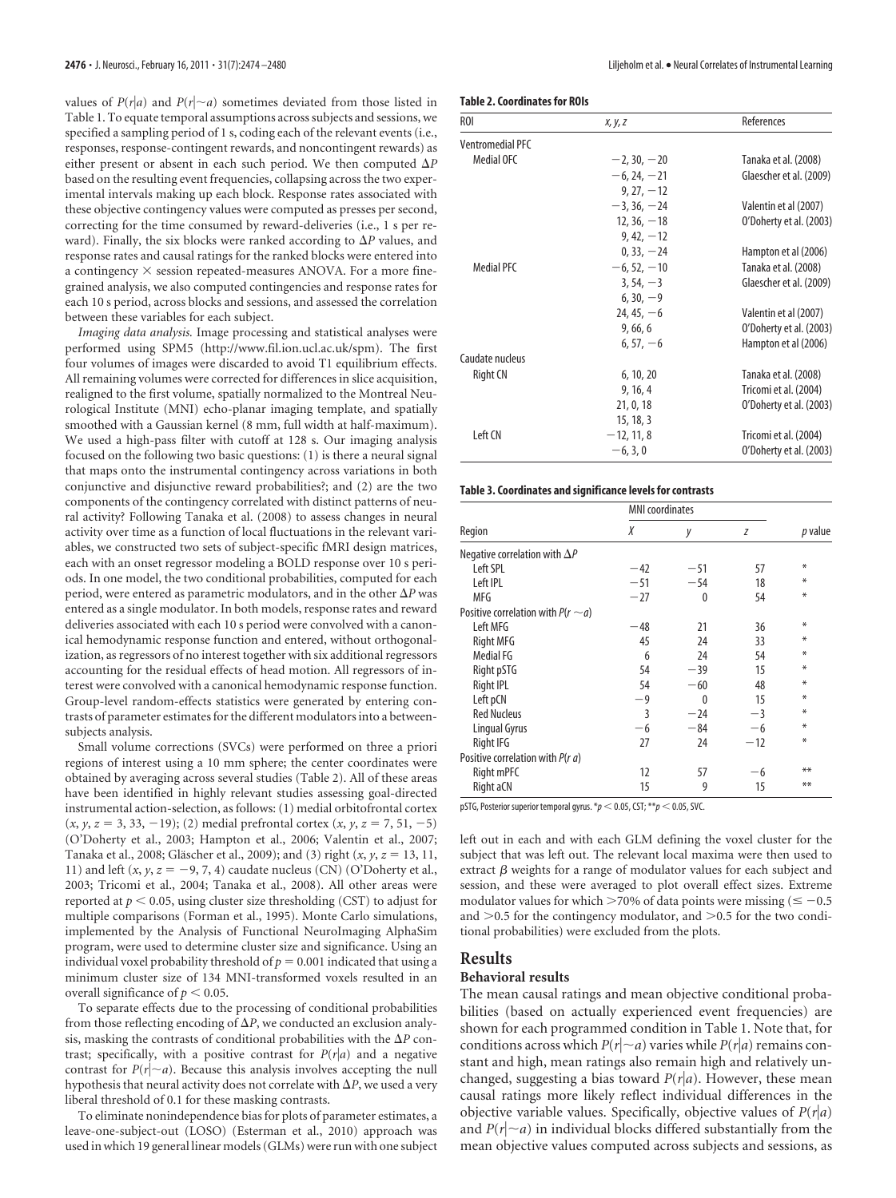values of $P(r|a)$ and $P(r|{\sim}a)$ sometimes deviated from those listed in Table 1. To equate temporal assumptions across subjects and sessions, we specified a sampling period of 1 s, coding each of the relevant events (i.e., responses, response-contingent rewards, and noncontingent rewards) as either present or absent in each such period. We then computed $\Delta P$ based on the resulting event frequencies, collapsing across the two experimental intervals making up each block. Response rates associated with these objective contingency values were computed as presses per second, correcting for the time consumed by reward-deliveries (i.e., 1 s per reward). Finally, the six blocks were ranked according to $\Delta P$ values, and response rates and causal ratings for the ranked blocks were entered into a contingency × session repeated-measures ANOVA. For a more fine-grained analysis, we also computed contingencies and response rates for each 10 s period, across blocks and sessions, and assessed the correlation between these variables for each subject.

*Imaging data analysis.* Image processing and statistical analyses were performed using SPM5 (http://www.fil.ion.ucl.ac.uk/spm). The first four volumes of images were discarded to avoid T1 equilibrium effects. All remaining volumes were corrected for differences in slice acquisition, realigned to the first volume, spatially normalized to the Montreal Neurological Institute (MNI) echo-planar imaging template, and spatially smoothed with a Gaussian kernel (8 mm, full width at half-maximum). We used a high-pass filter with cutoff at 128 s. Our imaging analysis focused on the following two basic questions: (1) is there a neural signal that maps onto the instrumental contingency across variations in both conjunctive and disjunctive reward probabilities?; and (2) are the two components of the contingency correlated with distinct patterns of neural activity? Following Tanaka et al. (2008) to assess changes in neural activity over time as a function of local fluctuations in the relevant variables, we constructed two sets of subject-specific fMRI design matrices, each with an onset regressor modeling a BOLD response over 10 s periods. In one model, the two conditional probabilities, computed for each period, were entered as parametric modulators, and in the other $\Delta P$ was entered as a single modulator. In both models, response rates and reward deliveries associated with each 10 s period were convolved with a canonical hemodynamic response function and entered, without orthogonalization, as regressors of no interest together with six additional regressors accounting for the residual effects of head motion. All regressors of interest were convolved with a canonical hemodynamic response function. Group-level random-effects statistics were generated by entering contrasts of parameter estimates for the different modulators into a between-subjects analysis.

Small volume corrections (SVCs) were performed on three a priori regions of interest using a 10 mm sphere; the center coordinates were obtained by averaging across several studies (Table 2). All of these areas have been identified in highly relevant studies assessing goal-directed instrumental action-selection, as follows: (1) medial orbitofrontal cortex ($x, y, z$ = 3, 33, −19); (2) medial prefrontal cortex ($x, y, z$ = 7, 51, −5) (O'Doherty et al., 2003; Hampton et al., 2006; Valentin et al., 2007; Tanaka et al., 2008; Gläscher et al., 2009); and (3) right ($x, y, z$ = 13, 11, 11) and left ($x, y, z$ = −9, 7, 4) caudate nucleus (CN) (O'Doherty et al., 2003; Tricomi et al., 2004; Tanaka et al., 2008). All other areas were reported at $p < 0.05$, using cluster size thresholding (CST) to adjust for multiple comparisons (Forman et al., 1995). Monte Carlo simulations, implemented by the Analysis of Functional NeuroImaging AlphaSim program, were used to determine cluster size and significance. Using an individual voxel probability threshold of $p = 0.001$ indicated that using a minimum cluster size of 134 MNI-transformed voxels resulted in an overall significance of $p < 0.05$.

To separate effects due to the processing of conditional probabilities from those reflecting encoding of $\Delta P$, we conducted an exclusion analysis, masking the contrasts of conditional probabilities with the $\Delta P$ contrast; specifically, with a positive contrast for $P(r|a)$ and a negative contrast for $P(r|{\sim}a)$. Because this analysis involves accepting the null hypothesis that neural activity does not correlate with $\Delta P$, we used a very liberal threshold of 0.1 for these masking contrasts.

To eliminate nonindependence bias for plots of parameter estimates, a leave-one-subject-out (LOSO) (Esterman et al., 2010) approach was used in which 19 general linear models (GLMs) were run with one subject left out in each and with each GLM defining the voxel cluster for the subject that was left out. The relevant local maxima were then used to extract $\beta$ weights for a range of modulator values for each subject and session, and these were averaged to plot overall effect sizes. Extreme modulator values for which >70% of data points were missing (≤ −0.5 and >0.5 for the contingency modulator, and >0.5 for the two conditional probabilities) were excluded from the plots.

**Table 2. Coordinates for ROIs**

| ROI | x, y, z | References |
|---|---|---|
| Ventromedial PFC | | |
| Medial OFC | −2, 30, −20 | Tanaka et al. (2008) |
| | −6, 24, −21 | Glaescher et al. (2009) |
| | 9, 27, −12 | |
| | −3, 36, −24 | Valentin et al (2007) |
| | 12, 36, −18 | O'Doherty et al. (2003) |
| | 9, 42, −12 | |
| | 0, 33, −24 | Hampton et al (2006) |
| Medial PFC | −6, 52, −10 | Tanaka et al. (2008) |
| | 3, 54, −3 | Glaescher et al. (2009) |
| | 6, 30, −9 | |
| | 24, 45, −6 | Valentin et al (2007) |
| | 9, 66, 6 | O'Doherty et al. (2003) |
| | 6, 57, −6 | Hampton et al (2006) |
| Caudate nucleus | | |
| Right CN | 6, 10, 20 | Tanaka et al. (2008) |
| | 9, 16, 4 | Tricomi et al. (2004) |
| | 21, 0, 18 | O'Doherty et al. (2003) |
| | 15, 18, 3 | |
| Left CN | −12, 11, 8 | Tricomi et al. (2004) |
| | −6, 3, 0 | O'Doherty et al. (2003) |

**Table 3. Coordinates and significance levels for contrasts**

| Region | MNI coordinates | | | p value |
|---|---|---|---|---|
| | X | y | z | |
| Negative correlation with $\Delta P$ | | | | |
| Left SPL | −42 | −51 | 57 | * |
| Left IPL | −51 | −54 | 18 | * |
| MFG | −27 | 0 | 54 | * |
| Positive correlation with $P(r\ {\sim}a)$ | | | | |
| Left MFG | −48 | 21 | 36 | * |
| Right MFG | 45 | 24 | 33 | * |
| Medial FG | 6 | 24 | 54 | * |
| Right pSTG | 54 | −39 | 15 | * |
| Right IPL | 54 | −60 | 48 | * |
| Left pCN | −9 | 0 | 15 | * |
| Red Nucleus | 3 | −24 | −3 | * |
| Lingual Gyrus | −6 | −84 | −6 | * |
| Right IFG | 27 | 24 | −12 | * |
| Positive correlation with $P(r\ a)$ | | | | |
| Right mPFC | 12 | 57 | −6 | ** |
| Right aCN | 15 | 9 | 15 | ** |

pSTG, Posterior superior temporal gyrus. *$p < 0.05$, CST; **$p < 0.05$, SVC.

## Results

### Behavioral results

The mean causal ratings and mean objective conditional probabilities (based on actually experienced event frequencies) are shown for each programmed condition in Table 1. Note that, for conditions across which $P(r|{\sim}a)$ varies while $P(r|a)$ remains constant and high, mean ratings also remain high and relatively unchanged, suggesting a bias toward $P(r|a)$. However, these mean causal ratings more likely reflect individual differences in the objective variable values. Specifically, objective values of $P(r|a)$ and $P(r|{\sim}a)$ in individual blocks differed substantially from the mean objective values computed across subjects and sessions, as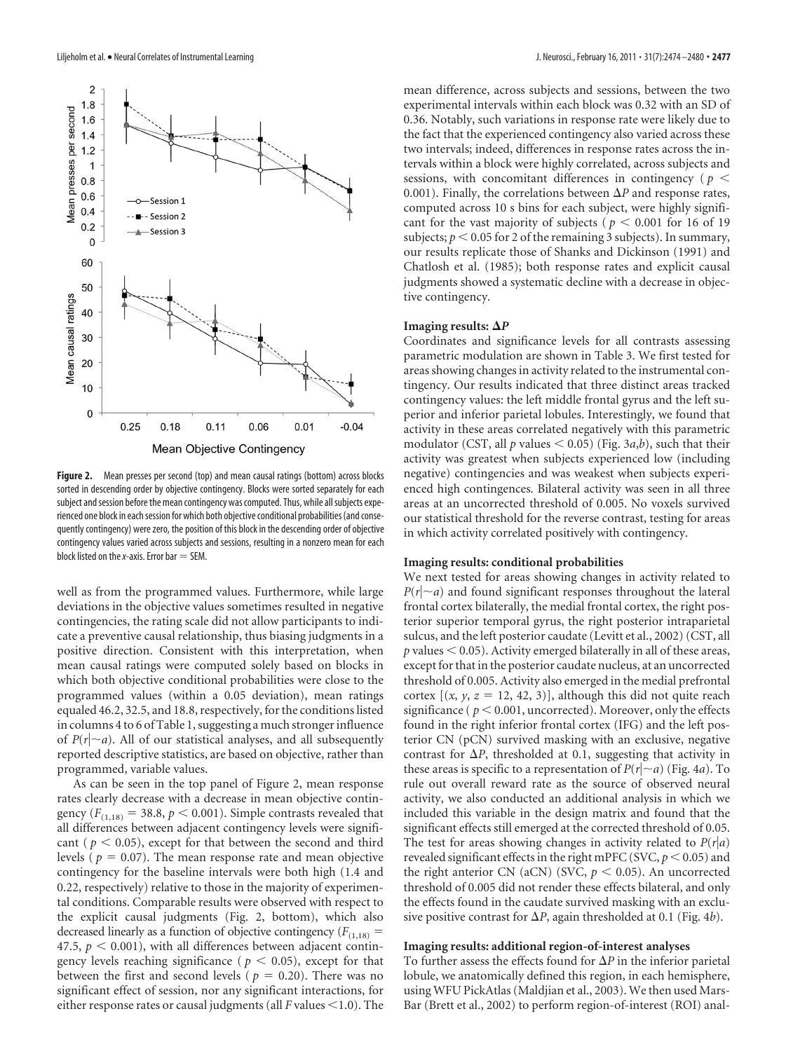**Figure 2.** Mean presses per second (top) and mean causal ratings (bottom) across blocks sorted in descending order by objective contingency. Blocks were sorted separately for each subject and session before the mean contingency was computed. Thus, while all subjects experienced one block in each session for which both objective conditional probabilities (and consequently contingency) were zero, the position of this block in the descending order of objective contingency values varied across subjects and sessions, resulting in a nonzero mean for each block listed on the *x*-axis. Error bar = SEM.

well as from the programmed values. Furthermore, while large deviations in the objective values sometimes resulted in negative contingencies, the rating scale did not allow participants to indicate a preventive causal relationship, thus biasing judgments in a positive direction. Consistent with this interpretation, when mean causal ratings were computed solely based on blocks in which both objective conditional probabilities were close to the programmed values (within a 0.05 deviation), mean ratings equaled 46.2, 32.5, and 18.8, respectively, for the conditions listed in columns 4 to 6 of Table 1, suggesting a much stronger influence of $P(r|{\sim}a)$. All of our statistical analyses, and all subsequently reported descriptive statistics, are based on objective, rather than programmed, variable values.

As can be seen in the top panel of Figure 2, mean response rates clearly decrease with a decrease in mean objective contingency ($F_{(1,18)} = 38.8$, $p < 0.001$). Simple contrasts revealed that all differences between adjacent contingency levels were significant ($p < 0.05$), except for that between the second and third levels ($p = 0.07$). The mean response rate and mean objective contingency for the baseline intervals were both high (1.4 and 0.22, respectively) relative to those in the majority of experimental conditions. Comparable results were observed with respect to the explicit causal judgments (Fig. 2, bottom), which also decreased linearly as a function of objective contingency ($F_{(1,18)} = 47.5$, $p < 0.001$), with all differences between adjacent contingency levels reaching significance ($p < 0.05$), except for that between the first and second levels ($p = 0.20$). There was no significant effect of session, nor any significant interactions, for either response rates or causal judgments (all $F$ values $<1.0$). The mean difference, across subjects and sessions, between the two experimental intervals within each block was 0.32 with an SD of 0.36. Notably, such variations in response rate were likely due to the fact that the experienced contingency also varied across these two intervals; indeed, differences in response rates across the intervals within a block were highly correlated, across subjects and sessions, with concomitant differences in contingency ($p < 0.001$). Finally, the correlations between $\Delta P$ and response rates, computed across 10 s bins for each subject, were highly significant for the vast majority of subjects ($p < 0.001$ for 16 of 19 subjects; $p < 0.05$ for 2 of the remaining 3 subjects). In summary, our results replicate those of Shanks and Dickinson (1991) and Chatlosh et al. (1985); both response rates and explicit causal judgments showed a systematic decline with a decrease in objective contingency.

#### Imaging results: $\Delta P$

Coordinates and significance levels for all contrasts assessing parametric modulation are shown in Table 3. We first tested for areas showing changes in activity related to the instrumental contingency. Our results indicated that three distinct areas tracked contingency values: the left middle frontal gyrus and the left superior and inferior parietal lobules. Interestingly, we found that activity in these areas correlated negatively with this parametric modulator (CST, all $p$ values $< 0.05$) (Fig. 3*a*,*b*), such that their activity was greatest when subjects experienced low (including negative) contingencies and was weakest when subjects experienced high contingences. Bilateral activity was seen in all three areas at an uncorrected threshold of 0.005. No voxels survived our statistical threshold for the reverse contrast, testing for areas in which activity correlated positively with contingency.

#### Imaging results: conditional probabilities

We next tested for areas showing changes in activity related to $P(r|{\sim}a)$ and found significant responses throughout the lateral frontal cortex bilaterally, the medial frontal cortex, the right posterior superior temporal gyrus, the right posterior intraparietal sulcus, and the left posterior caudate (Levitt et al., 2002) (CST, all $p$ values $< 0.05$). Activity emerged bilaterally in all of these areas, except for that in the posterior caudate nucleus, at an uncorrected threshold of 0.005. Activity also emerged in the medial prefrontal cortex [$(x, y, z = 12, 42, 3)$], although this did not quite reach significance ($p < 0.001$, uncorrected). Moreover, only the effects found in the right inferior frontal cortex (IFG) and the left posterior CN (pCN) survived masking with an exclusive, negative contrast for $\Delta P$, thresholded at 0.1, suggesting that activity in these areas is specific to a representation of $P(r|{\sim}a)$ (Fig. 4*a*). To rule out overall reward rate as the source of observed neural activity, we also conducted an additional analysis in which we included this variable in the design matrix and found that the significant effects still emerged at the corrected threshold of 0.05. The test for areas showing changes in activity related to $P(r|a)$ revealed significant effects in the right mPFC (SVC, $p < 0.05$) and the right anterior CN (aCN) (SVC, $p < 0.05$). An uncorrected threshold of 0.005 did not render these effects bilateral, and only the effects found in the caudate survived masking with an exclusive positive contrast for $\Delta P$, again thresholded at 0.1 (Fig. 4*b*).

#### Imaging results: additional region-of-interest analyses

To further assess the effects found for $\Delta P$ in the inferior parietal lobule, we anatomically defined this region, in each hemisphere, using WFU PickAtlas (Maldjian et al., 2003). We then used MarsBar (Brett et al., 2002) to perform region-of-interest (ROI) anal-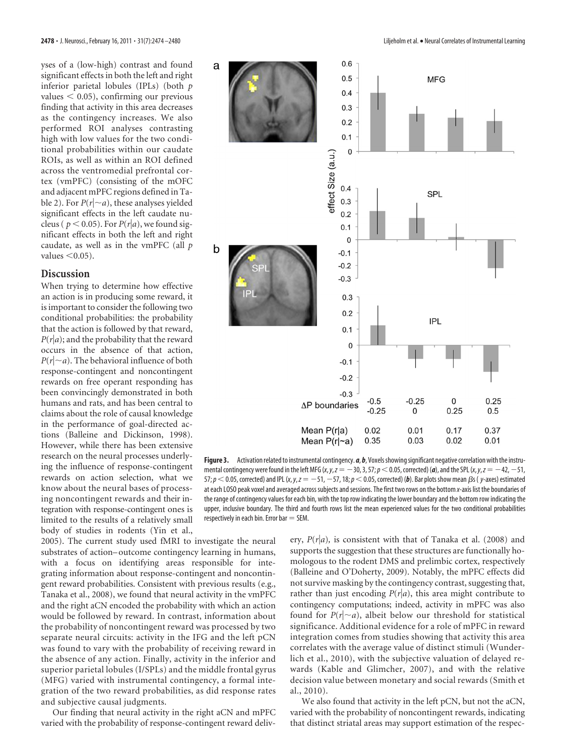yses of a (low-high) contrast and found significant effects in both the left and right inferior parietal lobules (IPLs) (both $p$ values $< 0.05$), confirming our previous finding that activity in this area decreases as the contingency increases. We also performed ROI analyses contrasting high with low values for the two conditional probabilities within our caudate ROIs, as well as within an ROI defined across the ventromedial prefrontal cortex (vmPFC) (consisting of the mOFC and adjacent mPFC regions defined in Table 2). For $P(r|\sim a)$, these analyses yielded significant effects in the left caudate nucleus ( $p < 0.05$). For $P(r|a)$, we found significant effects in both the left and right caudate, as well as in the vmPFC (all $p$ values $< 0.05$).

## Discussion

When trying to determine how effective an action is in producing some reward, it is important to consider the following two conditional probabilities: the probability that the action is followed by that reward, $P(r|a)$; and the probability that the reward occurs in the absence of that action, $P(r|\sim a)$. The behavioral influence of both response-contingent and noncontingent rewards on free operant responding has been convincingly demonstrated in both humans and rats, and has been central to claims about the role of causal knowledge in the performance of goal-directed actions (Balleine and Dickinson, 1998). However, while there has been extensive research on the neural processes underlying the influence of response-contingent rewards on action selection, what we know about the neural bases of processing noncontingent rewards and their integration with response-contingent ones is limited to the results of a relatively small body of studies in rodents (Yin et al., 2005). The current study used fMRI to investigate the neural substrates of action–outcome contingency learning in humans, with a focus on identifying areas responsible for integrating information about response-contingent and noncontingent reward probabilities. Consistent with previous results (e.g., Tanaka et al., 2008), we found that neural activity in the vmPFC and the right aCN encoded the probability with which an action would be followed by reward. In contrast, information about the probability of noncontingent reward was processed by two separate neural circuits: activity in the IFG and the left pCN was found to vary with the probability of receiving reward in the absence of any action. Finally, activity in the inferior and superior parietal lobules (I/SPLs) and the middle frontal gyrus (MFG) varied with instrumental contingency, a formal integration of the two reward probabilities, as did response rates and subjective causal judgments.

Our finding that neural activity in the right aCN and mPFC varied with the probability of response-contingent reward delivery, $P(r|a)$, is consistent with that of Tanaka et al. (2008) and supports the suggestion that these structures are functionally homologous to the rodent DMS and prelimbic cortex, respectively (Balleine and O'Doherty, 2009). Notably, the mPFC effects did not survive masking by the contingency contrast, suggesting that, rather than just encoding $P(r|a)$, this area might contribute to contingency computations; indeed, activity in mPFC was also found for $P(r|\sim a)$, albeit below our threshold for statistical significance. Additional evidence for a role of mPFC in reward integration comes from studies showing that activity in this area correlates with the average value of distinct stimuli (Wunderlich et al., 2010), with the subjective valuation of delayed rewards (Kable and Glimcher, 2007), and with the relative decision value between monetary and social rewards (Smith et al., 2010).

We also found that activity in the left pCN, but not the aCN, varied with the probability of noncontingent rewards, indicating that distinct striatal areas may support estimation of the respec-

**Figure 3.** Activation related to instrumental contingency. ***a***, ***b***, Voxels showing significant negative correlation with the instrumental contingency were found in the left MFG ($x, y, z = -30, 3, 57$; $p < 0.05$, corrected) (***a***), and the SPL ($x, y, z = -42, -51, 57$; $p < 0.05$, corrected) and IPL ($x, y, z = -51, -57, 18$; $p < 0.05$, corrected) (***b***). Bar plots show mean $\beta$s ( $y$-axes) estimated at each LOSO peak voxel and averaged across subjects and sessions. The first two rows on the bottom $x$-axis list the boundaries of the range of contingency values for each bin, with the top row indicating the lower boundary and the bottom row indicating the upper, inclusive boundary. The third and fourth rows list the mean experienced values for the two conditional probabilities respectively in each bin. Error bar = SEM.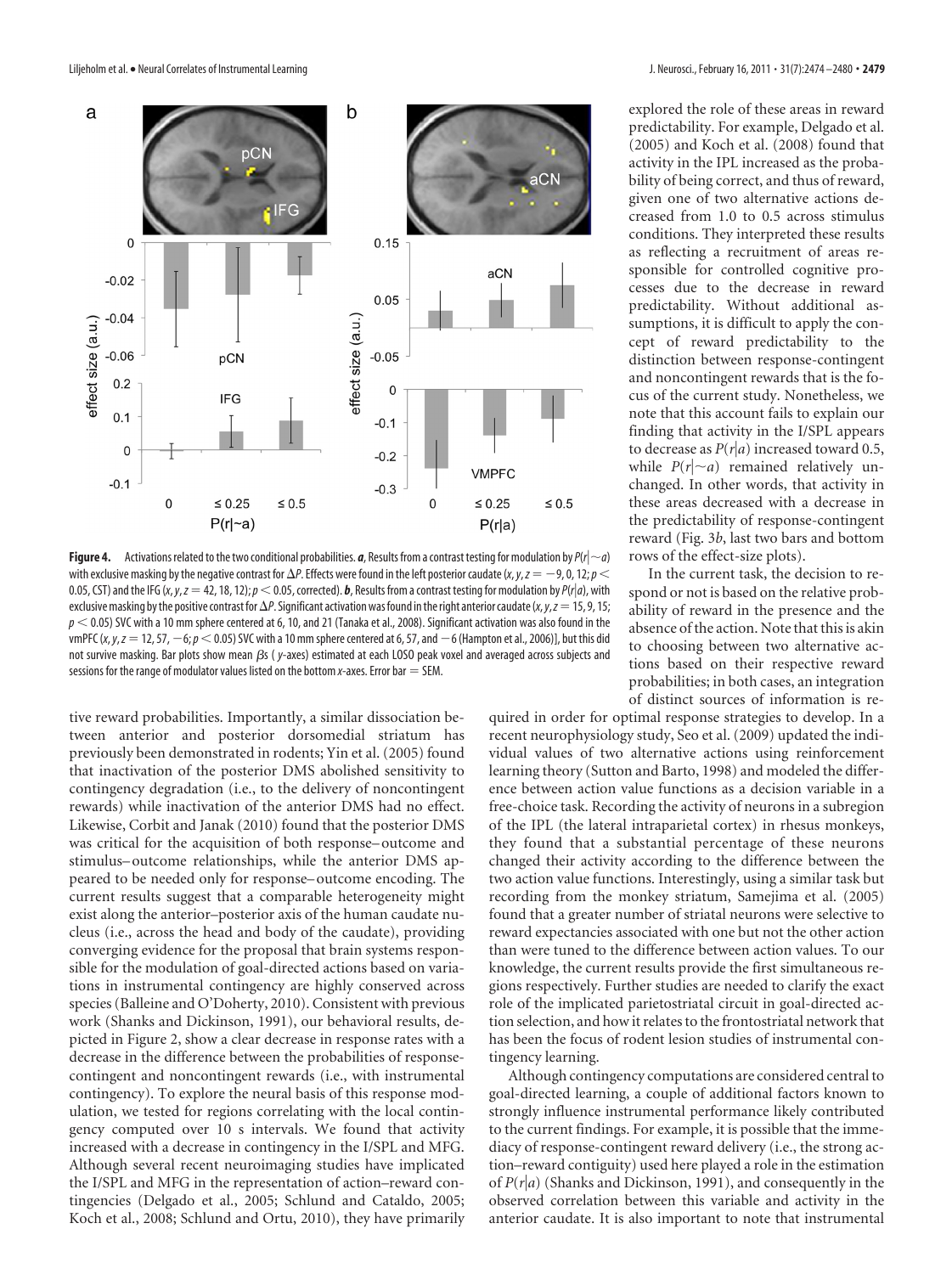**Figure 4.** Activations related to the two conditional probabilities. ***a***, Results from a contrast testing for modulation by $P(r|{\sim}a)$ with exclusive masking by the negative contrast for $\Delta P$. Effects were found in the left posterior caudate ($x, y, z = -9, 0, 12$; $p < 0.05$, CST) and the IFG ($x, y, z = 42, 18, 12$; $p < 0.05$, corrected). ***b***, Results from a contrast testing for modulation by $P(r|a)$, with exclusive masking by the positive contrast for $\Delta P$. Significant activation was found in the right anterior caudate ($x, y, z = 15, 9, 15$; $p < 0.05$) SVC with a 10 mm sphere centered at 6, 10, and 21 (Tanaka et al., 2008). Significant activation was also found in the vmPFC ($x, y, z = 12, 57, -6$; $p < 0.05$) SVC with a 10 mm sphere centered at 6, 57, and $-6$ (Hampton et al., 2006)], but this did not survive masking. Bar plots show mean $\beta$s ( $y$-axes) estimated at each LOSO peak voxel and averaged across subjects and sessions for the range of modulator values listed on the bottom $x$-axes. Error bar = SEM.

tive reward probabilities. Importantly, a similar dissociation between anterior and posterior dorsomedial striatum has previously been demonstrated in rodents; Yin et al. (2005) found that inactivation of the posterior DMS abolished sensitivity to contingency degradation (i.e., to the delivery of noncontingent rewards) while inactivation of the anterior DMS had no effect. Likewise, Corbit and Janak (2010) found that the posterior DMS was critical for the acquisition of both response–outcome and stimulus–outcome relationships, while the anterior DMS appeared to be needed only for response–outcome encoding. The current results suggest that a comparable heterogeneity might exist along the anterior–posterior axis of the human caudate nucleus (i.e., across the head and body of the caudate), providing converging evidence for the proposal that brain systems responsible for the modulation of goal-directed actions based on variations in instrumental contingency are highly conserved across species (Balleine and O'Doherty, 2010). Consistent with previous work (Shanks and Dickinson, 1991), our behavioral results, depicted in Figure 2, show a clear decrease in response rates with a decrease in the difference between the probabilities of response-contingent and noncontingent rewards (i.e., with instrumental contingency). To explore the neural basis of this response modulation, we tested for regions correlating with the local contingency computed over 10 s intervals. We found that activity increased with a decrease in contingency in the I/SPL and MFG. Although several recent neuroimaging studies have implicated the I/SPL and MFG in the representation of action–reward contingencies (Delgado et al., 2005; Schlund and Cataldo, 2005; Koch et al., 2008; Schlund and Ortu, 2010), they have primarily explored the role of these areas in reward predictability. For example, Delgado et al. (2005) and Koch et al. (2008) found that activity in the IPL increased as the probability of being correct, and thus of reward, given one of two alternative actions decreased from 1.0 to 0.5 across stimulus conditions. They interpreted these results as reflecting a recruitment of areas responsible for controlled cognitive processes due to the decrease in reward predictability. Without additional assumptions, it is difficult to apply the concept of reward predictability to the distinction between response-contingent and noncontingent rewards that is the focus of the current study. Nonetheless, we note that this account fails to explain our finding that activity in the I/SPL appears to decrease as $P(r|a)$ increased toward 0.5, while $P(r|{\sim}a)$ remained relatively unchanged. In other words, that activity in these areas decreased with a decrease in the predictability of response-contingent reward (Fig. 3*b*, last two bars and bottom rows of the effect-size plots).

In the current task, the decision to respond or not is based on the relative probability of reward in the presence and the absence of the action. Note that this is akin to choosing between two alternative actions based on their respective reward probabilities; in both cases, an integration of distinct sources of information is required in order for optimal response strategies to develop. In a recent neurophysiology study, Seo et al. (2009) updated the individual values of two alternative actions using reinforcement learning theory (Sutton and Barto, 1998) and modeled the difference between action value functions as a decision variable in a free-choice task. Recording the activity of neurons in a subregion of the IPL (the lateral intraparietal cortex) in rhesus monkeys, they found that a substantial percentage of these neurons changed their activity according to the difference between the two action value functions. Interestingly, using a similar task but recording from the monkey striatum, Samejima et al. (2005) found that a greater number of striatal neurons were selective to reward expectancies associated with one but not the other action than were tuned to the difference between action values. To our knowledge, the current results provide the first simultaneous regions respectively. Further studies are needed to clarify the exact role of the implicated parietostriatal circuit in goal-directed action selection, and how it relates to the frontostriatal network that has been the focus of rodent lesion studies of instrumental contingency learning.

Although contingency computations are considered central to goal-directed learning, a couple of additional factors known to strongly influence instrumental performance likely contributed to the current findings. For example, it is possible that the immediacy of response-contingent reward delivery (i.e., the strong action–reward contiguity) used here played a role in the estimation of $P(r|a)$ (Shanks and Dickinson, 1991), and consequently in the observed correlation between this variable and activity in the anterior caudate. It is also important to note that instrumental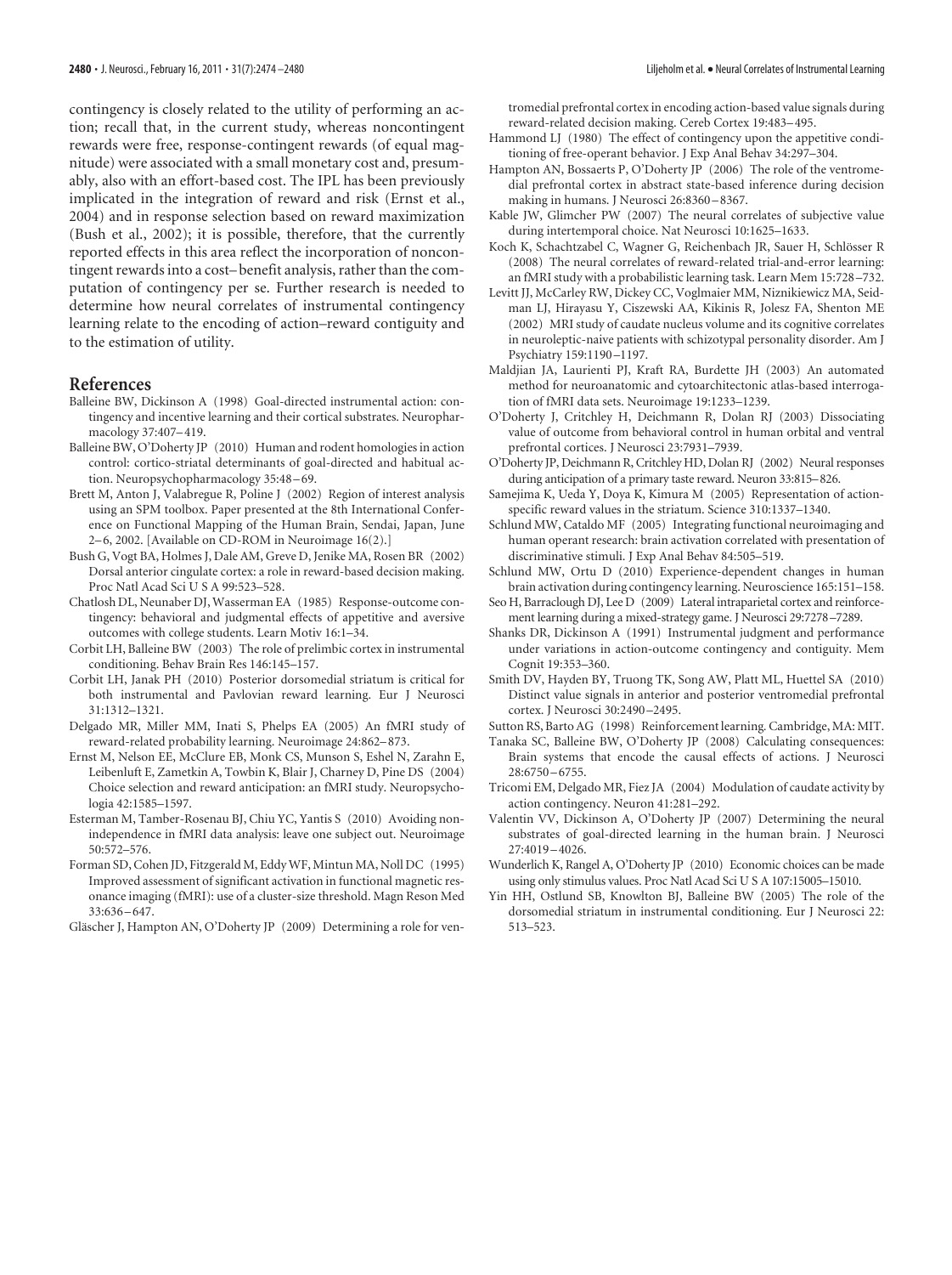contingency is closely related to the utility of performing an action; recall that, in the current study, whereas noncontingent rewards were free, response-contingent rewards (of equal magnitude) were associated with a small monetary cost and, presumably, also with an effort-based cost. The IPL has been previously implicated in the integration of reward and risk (Ernst et al., 2004) and in response selection based on reward maximization (Bush et al., 2002); it is possible, therefore, that the currently reported effects in this area reflect the incorporation of noncontingent rewards into a cost–benefit analysis, rather than the computation of contingency per se. Further research is needed to determine how neural correlates of instrumental contingency learning relate to the encoding of action–reward contiguity and to the estimation of utility.

## References

Balleine BW, Dickinson A (1998) Goal-directed instrumental action: contingency and incentive learning and their cortical substrates. Neuropharmacology 37:407–419.

Balleine BW, O'Doherty JP (2010) Human and rodent homologies in action control: cortico-striatal determinants of goal-directed and habitual action. Neuropsychopharmacology 35:48–69.

Brett M, Anton J, Valabregue R, Poline J (2002) Region of interest analysis using an SPM toolbox. Paper presented at the 8th International Conference on Functional Mapping of the Human Brain, Sendai, Japan, June 2–6, 2002. [Available on CD-ROM in Neuroimage 16(2).]

Bush G, Vogt BA, Holmes J, Dale AM, Greve D, Jenike MA, Rosen BR (2002) Dorsal anterior cingulate cortex: a role in reward-based decision making. Proc Natl Acad Sci U S A 99:523–528.

Chatlosh DL, Neunaber DJ, Wasserman EA (1985) Response-outcome contingency: behavioral and judgmental effects of appetitive and aversive outcomes with college students. Learn Motiv 16:1–34.

Corbit LH, Balleine BW (2003) The role of prelimbic cortex in instrumental conditioning. Behav Brain Res 146:145–157.

Corbit LH, Janak PH (2010) Posterior dorsomedial striatum is critical for both instrumental and Pavlovian reward learning. Eur J Neurosci 31:1312–1321.

Delgado MR, Miller MM, Inati S, Phelps EA (2005) An fMRI study of reward-related probability learning. Neuroimage 24:862–873.

Ernst M, Nelson EE, McClure EB, Monk CS, Munson S, Eshel N, Zarahn E, Leibenluft E, Zametkin A, Towbin K, Blair J, Charney D, Pine DS (2004) Choice selection and reward anticipation: an fMRI study. Neuropsychologia 42:1585–1597.

Esterman M, Tamber-Rosenau BJ, Chiu YC, Yantis S (2010) Avoiding non-independence in fMRI data analysis: leave one subject out. Neuroimage 50:572–576.

Forman SD, Cohen JD, Fitzgerald M, Eddy WF, Mintun MA, Noll DC (1995) Improved assessment of significant activation in functional magnetic resonance imaging (fMRI): use of a cluster-size threshold. Magn Reson Med 33:636–647.

Gläscher J, Hampton AN, O'Doherty JP (2009) Determining a role for ventromedial prefrontal cortex in encoding action-based value signals during reward-related decision making. Cereb Cortex 19:483–495.

Hammond LJ (1980) The effect of contingency upon the appetitive conditioning of free-operant behavior. J Exp Anal Behav 34:297–304.

Hampton AN, Bossaerts P, O'Doherty JP (2006) The role of the ventromedial prefrontal cortex in abstract state-based inference during decision making in humans. J Neurosci 26:8360–8367.

Kable JW, Glimcher PW (2007) The neural correlates of subjective value during intertemporal choice. Nat Neurosci 10:1625–1633.

Koch K, Schachtzabel C, Wagner G, Reichenbach JR, Sauer H, Schlösser R (2008) The neural correlates of reward-related trial-and-error learning: an fMRI study with a probabilistic learning task. Learn Mem 15:728–732.

Levitt JJ, McCarley RW, Dickey CC, Voglmaier MM, Niznikiewicz MA, Seidman LJ, Hirayasu Y, Ciszewski AA, Kikinis R, Jolesz FA, Shenton ME (2002) MRI study of caudate nucleus volume and its cognitive correlates in neuroleptic-naive patients with schizotypal personality disorder. Am J Psychiatry 159:1190–1197.

Maldjian JA, Laurienti PJ, Kraft RA, Burdette JH (2003) An automated method for neuroanatomic and cytoarchitectonic atlas-based interrogation of fMRI data sets. Neuroimage 19:1233–1239.

O'Doherty J, Critchley H, Deichmann R, Dolan RJ (2003) Dissociating value of outcome from behavioral control in human orbital and ventral prefrontal cortices. J Neurosci 23:7931–7939.

O'Doherty JP, Deichmann R, Critchley HD, Dolan RJ (2002) Neural responses during anticipation of a primary taste reward. Neuron 33:815–826.

Samejima K, Ueda Y, Doya K, Kimura M (2005) Representation of action-specific reward values in the striatum. Science 310:1337–1340.

Schlund MW, Cataldo MF (2005) Integrating functional neuroimaging and human operant research: brain activation correlated with presentation of discriminative stimuli. J Exp Anal Behav 84:505–519.

Schlund MW, Ortu D (2010) Experience-dependent changes in human brain activation during contingency learning. Neuroscience 165:151–158.

Seo H, Barraclough DJ, Lee D (2009) Lateral intraparietal cortex and reinforcement learning during a mixed-strategy game. J Neurosci 29:7278–7289.

Shanks DR, Dickinson A (1991) Instrumental judgment and performance under variations in action-outcome contingency and contiguity. Mem Cognit 19:353–360.

Smith DV, Hayden BY, Truong TK, Song AW, Platt ML, Huettel SA (2010) Distinct value signals in anterior and posterior ventromedial prefrontal cortex. J Neurosci 30:2490–2495.

Sutton RS, Barto AG (1998) Reinforcement learning. Cambridge, MA: MIT.

Tanaka SC, Balleine BW, O'Doherty JP (2008) Calculating consequences: Brain systems that encode the causal effects of actions. J Neurosci 28:6750–6755.

Tricomi EM, Delgado MR, Fiez JA (2004) Modulation of caudate activity by action contingency. Neuron 41:281–292.

Valentin VV, Dickinson A, O'Doherty JP (2007) Determining the neural substrates of goal-directed learning in the human brain. J Neurosci 27:4019–4026.

Wunderlich K, Rangel A, O'Doherty JP (2010) Economic choices can be made using only stimulus values. Proc Natl Acad Sci U S A 107:15005–15010.

Yin HH, Ostlund SB, Knowlton BJ, Balleine BW (2005) The role of the dorsomedial striatum in instrumental conditioning. Eur J Neurosci 22: 513–523.